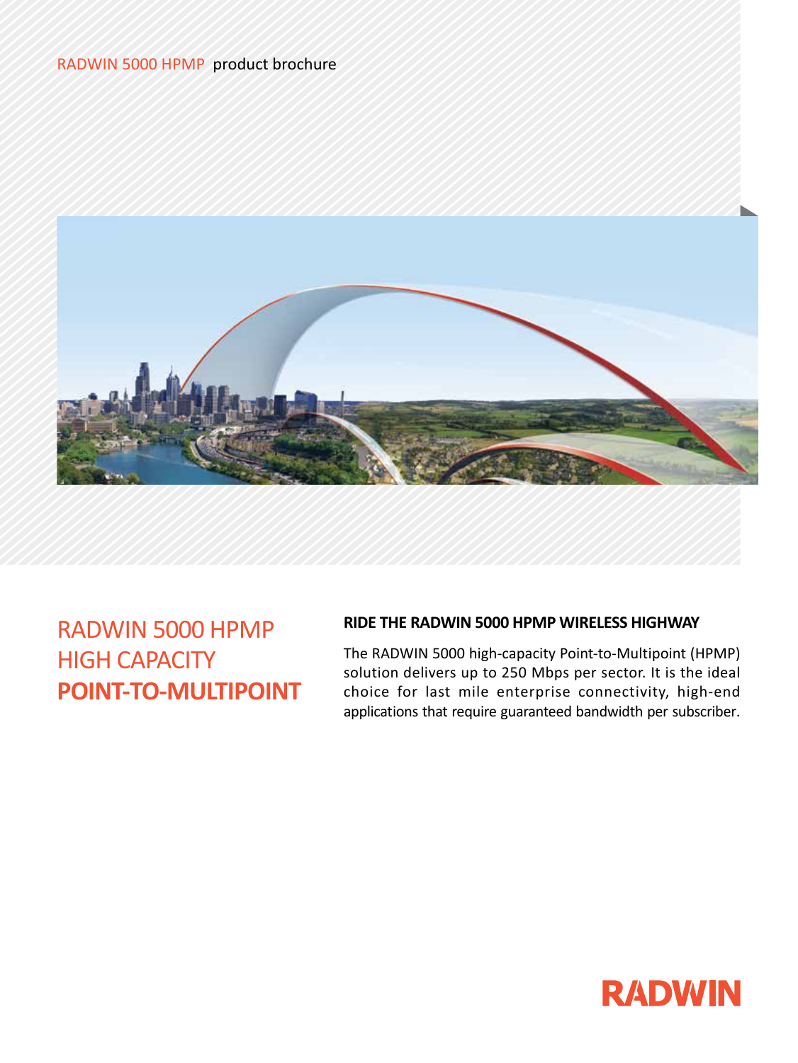RADWIN 5000 HPMP product brochure

# RADWIN 5000 HPMP HIGH CAPACITY **POINT-TO-MULTIPOINT**

## RIDE THE RADWIN 5000 HPMP WIRELESS HIGHWAY

The RADWIN 5000 high-capacity Point-to-Multipoint (HPMP) solution delivers up to 250 Mbps per sector. It is the ideal choice for last mile enterprise connectivity, high-end applications that require guaranteed bandwidth per subscriber.

RADWIN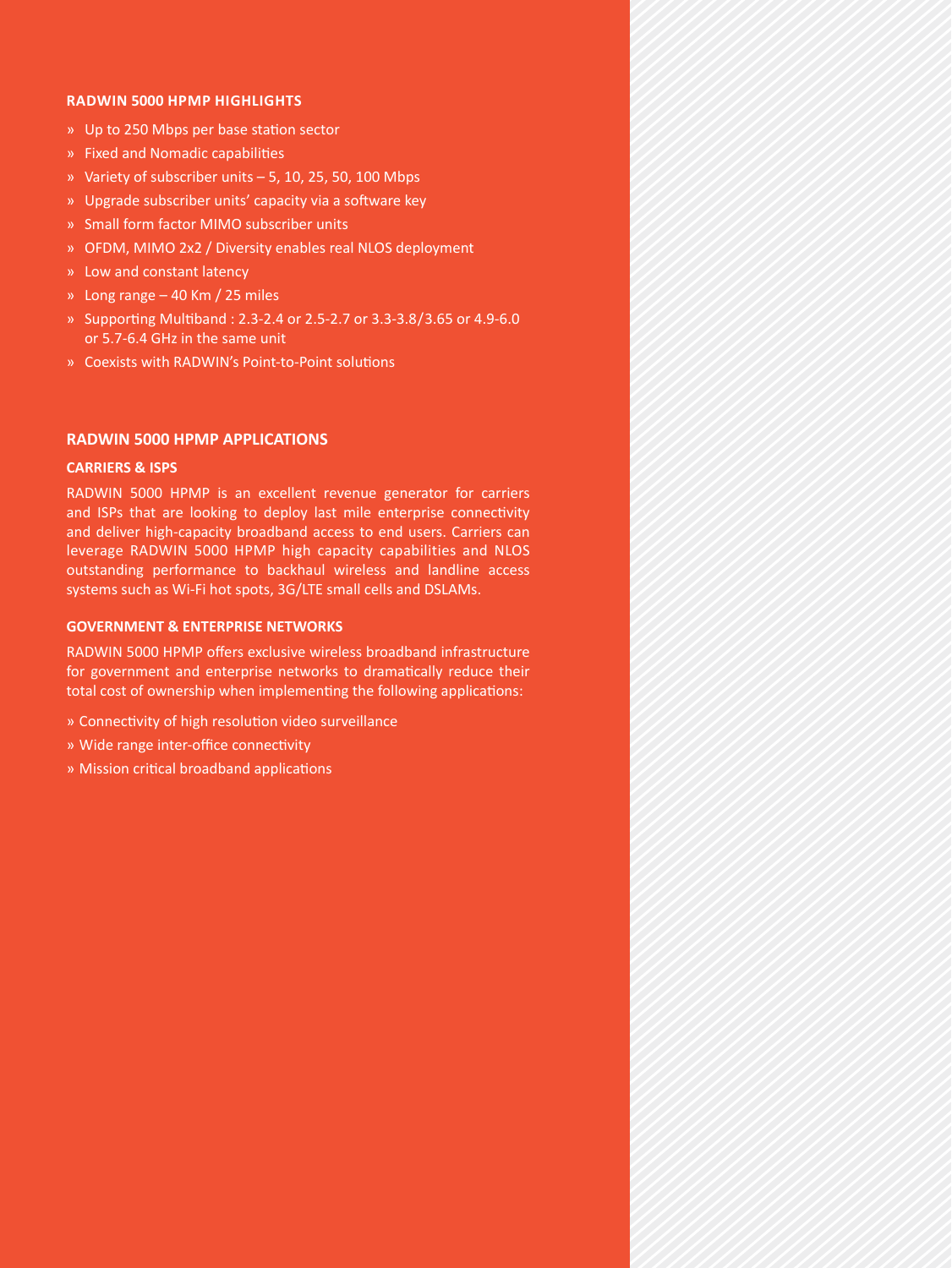## RADWIN 5000 HPMP HIGHLIGHTS

- Up to 250 Mbps per base station sector
- Fixed and Nomadic capabilities
- Variety of subscriber units – 5, 10, 25, 50, 100 Mbps
- Upgrade subscriber units' capacity via a software key
- Small form factor MIMO subscriber units
- OFDM, MIMO 2x2 / Diversity enables real NLOS deployment
- Low and constant latency
- Long range – 40 Km / 25 miles
- Supporting Multiband : 2.3-2.4 or 2.5-2.7 or 3.3-3.8/3.65 or 4.9-6.0 or 5.7-6.4 GHz in the same unit
- Coexists with RADWIN's Point-to-Point solutions

## RADWIN 5000 HPMP APPLICATIONS

### CARRIERS & ISPS

RADWIN 5000 HPMP is an excellent revenue generator for carriers and ISPs that are looking to deploy last mile enterprise connectivity and deliver high-capacity broadband access to end users. Carriers can leverage RADWIN 5000 HPMP high capacity capabilities and NLOS outstanding performance to backhaul wireless and landline access systems such as Wi-Fi hot spots, 3G/LTE small cells and DSLAMs.

### GOVERNMENT & ENTERPRISE NETWORKS

RADWIN 5000 HPMP offers exclusive wireless broadband infrastructure for government and enterprise networks to dramatically reduce their total cost of ownership when implementing the following applications:

- Connectivity of high resolution video surveillance
- Wide range inter-office connectivity
- Mission critical broadband applications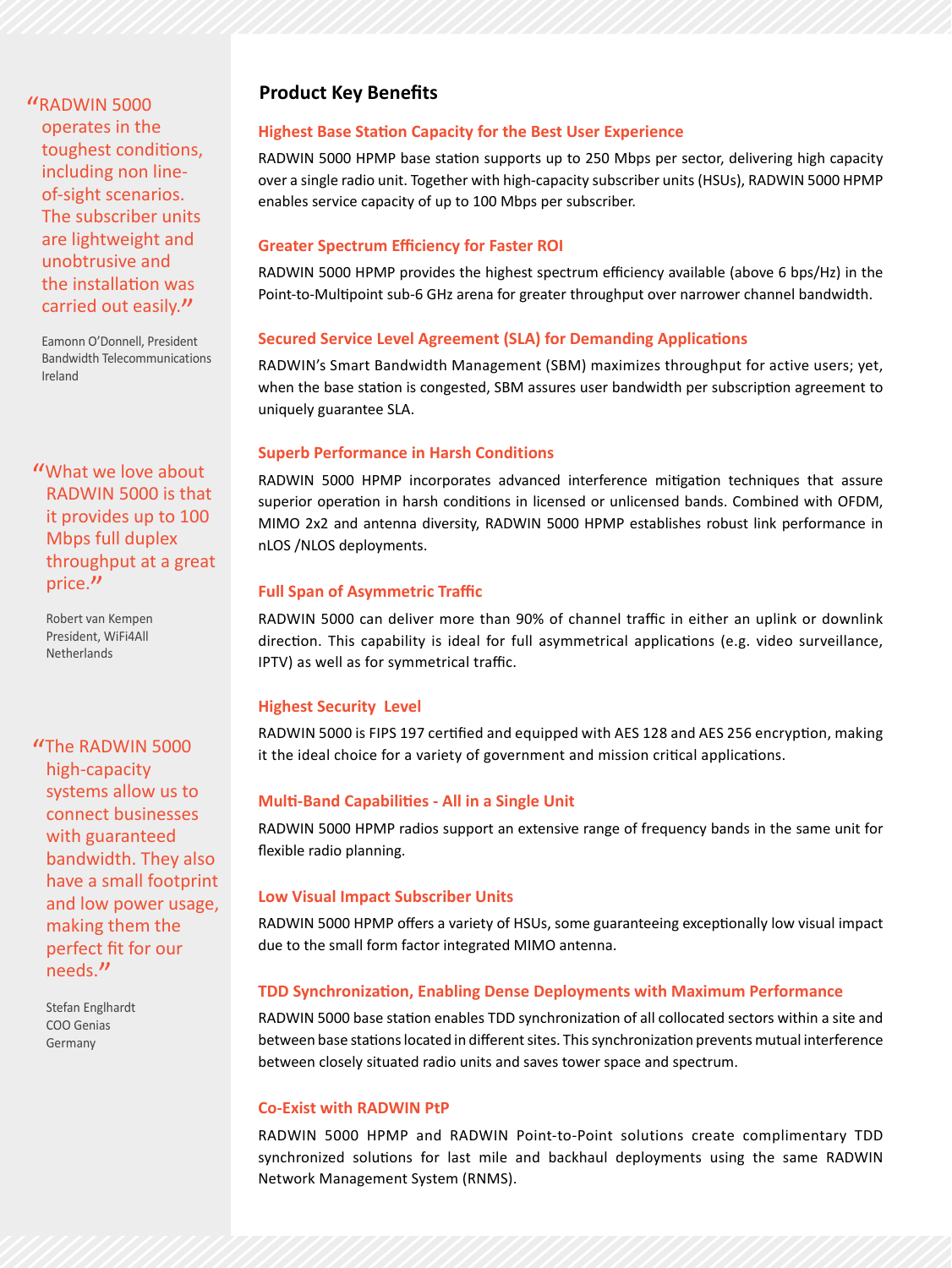> "RADWIN 5000 operates in the toughest conditions, including non line-of-sight scenarios. The subscriber units are lightweight and unobtrusive and the installation was carried out easily."
>
> Eamonn O'Donnell, President
> Bandwidth Telecommunications
> Ireland

> "What we love about RADWIN 5000 is that it provides up to 100 Mbps full duplex throughput at a great price."
>
> Robert van Kempen
> President, WiFi4All
> Netherlands

> "The RADWIN 5000 high-capacity systems allow us to connect businesses with guaranteed bandwidth. They also have a small footprint and low power usage, making them the perfect fit for our needs."
>
> Stefan Englhardt
> COO Genias
> Germany

## Product Key Benefits

### Highest Base Station Capacity for the Best User Experience

RADWIN 5000 HPMP base station supports up to 250 Mbps per sector, delivering high capacity over a single radio unit. Together with high-capacity subscriber units (HSUs), RADWIN 5000 HPMP enables service capacity of up to 100 Mbps per subscriber.

### Greater Spectrum Efficiency for Faster ROI

RADWIN 5000 HPMP provides the highest spectrum efficiency available (above 6 bps/Hz) in the Point-to-Multipoint sub-6 GHz arena for greater throughput over narrower channel bandwidth.

### Secured Service Level Agreement (SLA) for Demanding Applications

RADWIN's Smart Bandwidth Management (SBM) maximizes throughput for active users; yet, when the base station is congested, SBM assures user bandwidth per subscription agreement to uniquely guarantee SLA.

### Superb Performance in Harsh Conditions

RADWIN 5000 HPMP incorporates advanced interference mitigation techniques that assure superior operation in harsh conditions in licensed or unlicensed bands. Combined with OFDM, MIMO 2x2 and antenna diversity, RADWIN 5000 HPMP establishes robust link performance in nLOS /NLOS deployments.

### Full Span of Asymmetric Traffic

RADWIN 5000 can deliver more than 90% of channel traffic in either an uplink or downlink direction. This capability is ideal for full asymmetrical applications (e.g. video surveillance, IPTV) as well as for symmetrical traffic.

### Highest Security Level

RADWIN 5000 is FIPS 197 certified and equipped with AES 128 and AES 256 encryption, making it the ideal choice for a variety of government and mission critical applications.

### Multi-Band Capabilities - All in a Single Unit

RADWIN 5000 HPMP radios support an extensive range of frequency bands in the same unit for flexible radio planning.

### Low Visual Impact Subscriber Units

RADWIN 5000 HPMP offers a variety of HSUs, some guaranteeing exceptionally low visual impact due to the small form factor integrated MIMO antenna.

### TDD Synchronization, Enabling Dense Deployments with Maximum Performance

RADWIN 5000 base station enables TDD synchronization of all collocated sectors within a site and between base stations located in different sites. This synchronization prevents mutual interference between closely situated radio units and saves tower space and spectrum.

### Co-Exist with RADWIN PtP

RADWIN 5000 HPMP and RADWIN Point-to-Point solutions create complimentary TDD synchronized solutions for last mile and backhaul deployments using the same RADWIN Network Management System (RNMS).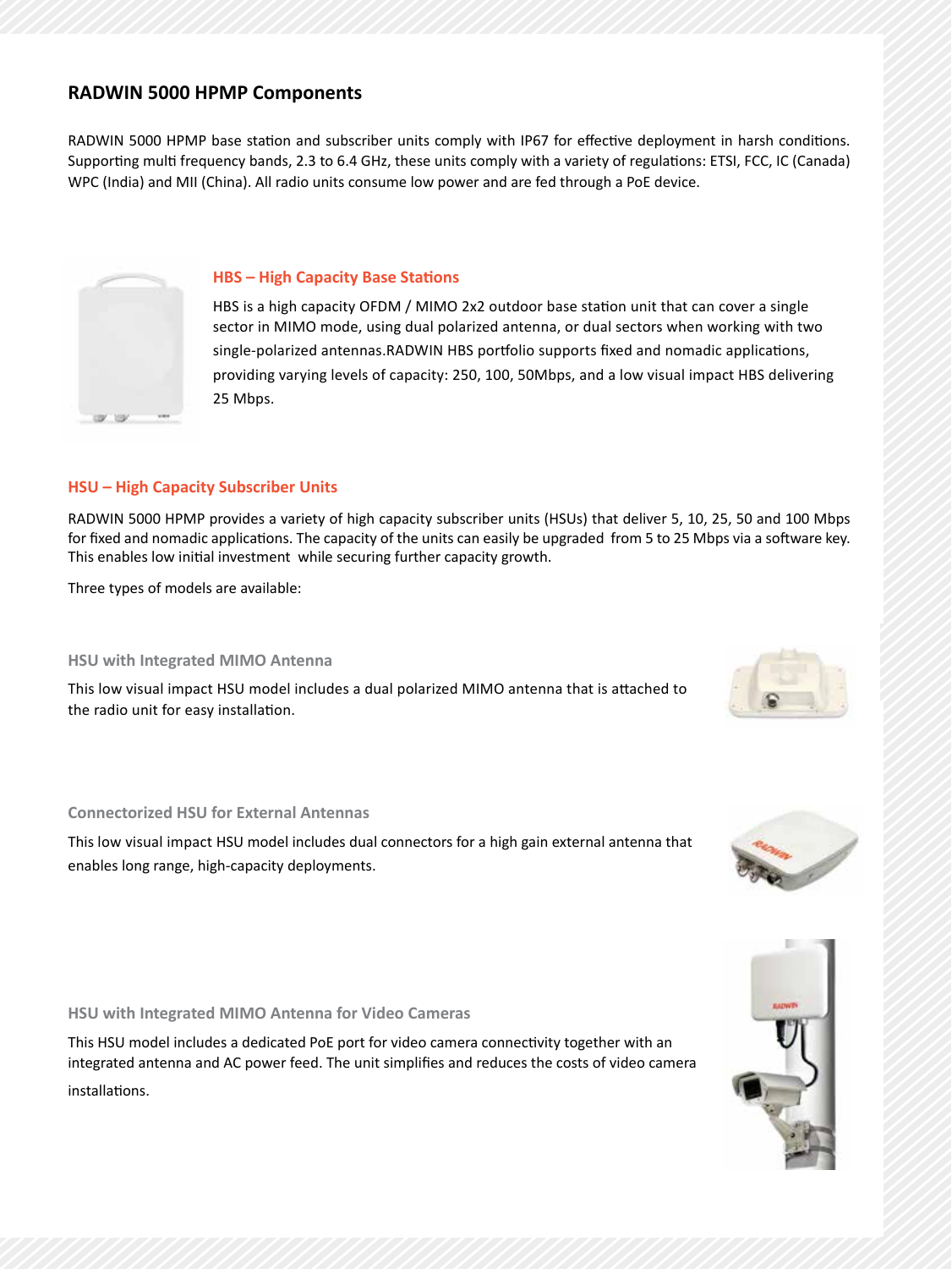## RADWIN 5000 HPMP Components

RADWIN 5000 HPMP base station and subscriber units comply with IP67 for effective deployment in harsh conditions. Supporting multi frequency bands, 2.3 to 6.4 GHz, these units comply with a variety of regulations: ETSI, FCC, IC (Canada) WPC (India) and MII (China). All radio units consume low power and are fed through a PoE device.

### HBS – High Capacity Base Stations

HBS is a high capacity OFDM / MIMO 2x2 outdoor base station unit that can cover a single sector in MIMO mode, using dual polarized antenna, or dual sectors when working with two single-polarized antennas.RADWIN HBS portfolio supports fixed and nomadic applications, providing varying levels of capacity: 250, 100, 50Mbps, and a low visual impact HBS delivering 25 Mbps.

### HSU – High Capacity Subscriber Units

RADWIN 5000 HPMP provides a variety of high capacity subscriber units (HSUs) that deliver 5, 10, 25, 50 and 100 Mbps for fixed and nomadic applications. The capacity of the units can easily be upgraded from 5 to 25 Mbps via a software key. This enables low initial investment while securing further capacity growth.

Three types of models are available:

#### HSU with Integrated MIMO Antenna

This low visual impact HSU model includes a dual polarized MIMO antenna that is attached to the radio unit for easy installation.

#### Connectorized HSU for External Antennas

This low visual impact HSU model includes dual connectors for a high gain external antenna that enables long range, high-capacity deployments.

#### HSU with Integrated MIMO Antenna for Video Cameras

This HSU model includes a dedicated PoE port for video camera connectivity together with an integrated antenna and AC power feed. The unit simplifies and reduces the costs of video camera installations.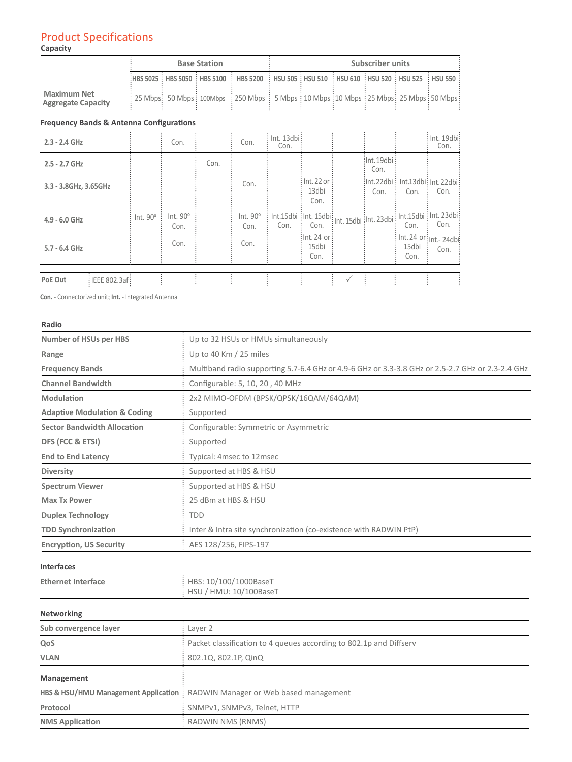## Product Specifications

### Capacity

| | Base Station | | | | Subscriber units | | | | | |
|---|---|---|---|---|---|---|---|---|---|---|
| | HBS 5025 | HBS 5050 | HBS 5100 | HBS 5200 | HSU 505 | HSU 510 | HSU 610 | HSU 520 | HSU 525 | HSU 550 |
| **Maximum Net Aggregate Capacity** | 25 Mbps | 50 Mbps | 100Mbps | 250 Mbps | 5 Mbps | 10 Mbps | 10 Mbps | 25 Mbps | 25 Mbps | 50 Mbps |

### Frequency Bands & Antenna Configurations

| | HBS 5025 | HBS 5050 | HBS 5100 | HBS 5200 | HSU 505 | HSU 510 | HSU 610 | HSU 520 | HSU 525 | HSU 550 |
|---|---|---|---|---|---|---|---|---|---|---|
| **2.3 - 2.4 GHz** | | Con. | | Con. | Int. 13dbi Con. | | | | | Int. 19dbi Con. |
| **2.5 - 2.7 GHz** | | | Con. | | | | | Int.19dbi Con. | | |
| **3.3 - 3.8GHz, 3.65GHz** | | | | Con. | | Int. 22 or 13dbi Con. | | Int.22dbi Con. | Int.13dbi Con. | Int.22dbi Con. |
| **4.9 - 6.0 GHz** | Int. 90º | Int. 90º Con. | | Int. 90º Con. | Int.15dbi Con. | Int. 15dbi Con. | Int. 15dbi | Int. 23dbi | Int.15dbi Con. | Int. 23dbi Con. |
| **5.7 - 6.4 GHz** | | Con. | | Con. | | Int.24 or 15dbi Con. | | | Int. 24 or 15dbi Con. | Int.- 24dbi Con. |
| **PoE Out** IEEE 802.3af | | | | | | | ✓ | | | |

**Con.** - Connectorized unit; **Int.** - Integrated Antenna

### Radio

| | |
|---|---|
| **Number of HSUs per HBS** | Up to 32 HSUs or HMUs simultaneously |
| **Range** | Up to 40 Km / 25 miles |
| **Frequency Bands** | Multiband radio supporting 5.7-6.4 GHz or 4.9-6 GHz or 3.3-3.8 GHz or 2.5-2.7 GHz or 2.3-2.4 GHz |
| **Channel Bandwidth** | Configurable: 5, 10, 20 , 40 MHz |
| **Modulation** | 2x2 MIMO-OFDM (BPSK/QPSK/16QAM/64QAM) |
| **Adaptive Modulation & Coding** | Supported |
| **Sector Bandwidth Allocation** | Configurable: Symmetric or Asymmetric |
| **DFS (FCC & ETSI)** | Supported |
| **End to End Latency** | Typical: 4msec to 12msec |
| **Diversity** | Supported at HBS & HSU |
| **Spectrum Viewer** | Supported at HBS & HSU |
| **Max Tx Power** | 25 dBm at HBS & HSU |
| **Duplex Technology** | TDD |
| **TDD Synchronization** | Inter & Intra site synchronization (co-existence with RADWIN PtP) |
| **Encryption, US Security** | AES 128/256, FIPS-197 |

### Interfaces

| | |
|---|---|
| **Ethernet Interface** | HBS: 10/100/1000BaseT<br>HSU / HMU: 10/100BaseT |

### Networking

| | |
|---|---|
| **Sub convergence layer** | Layer 2 |
| **QoS** | Packet classification to 4 queues according to 802.1p and Diffserv |
| **VLAN** | 802.1Q, 802.1P, QinQ |

### Management

| | |
|---|---|
| **HBS & HSU/HMU Management Application** | RADWIN Manager or Web based management |
| **Protocol** | SNMPv1, SNMPv3, Telnet, HTTP |
| **NMS Application** | RADWIN NMS (RNMS) |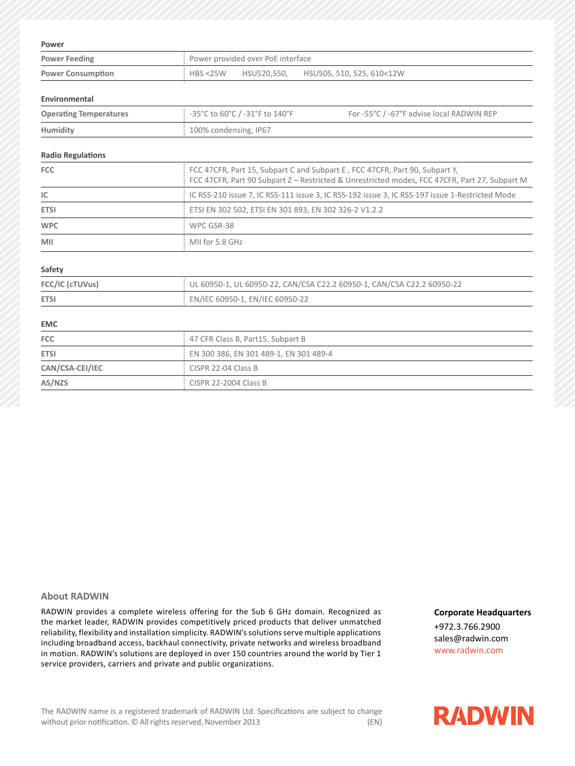### Power

| | |
|---|---|
| **Power Feeding** | Power provided over PoE interface |
| **Power Consumption** | HBS <25W HSU520,550, HSU505, 510, 525, 610<12W |

### Environmental

| | | |
|---|---|---|
| **Operating Temperatures** | -35°C to 60°C / -31°F to 140°F | For -55°C / -67°F advise local RADWIN REP |
| **Humidity** | 100% condensing, IP67 | |

### Radio Regulations

| | |
|---|---|
| **FCC** | FCC 47CFR, Part 15, Subpart C and Subpart E , FCC 47CFR, Part 90, Subpart Y, FCC 47CFR, Part 90 Subpart Z – Restricted & Unrestricted modes, FCC 47CFR, Part 27, Subpart M |
| **IC** | IC RSS-210 issue 7, IC RSS-111 issue 3, IC RSS-192 issue 3, IC RSS-197 issue 1-Restricted Mode |
| **ETSI** | ETSI EN 302 502, ETSI EN 301 893, EN 302 326-2 V1.2.2 |
| **WPC** | WPC GSR-38 |
| **MII** | MII for 5.8 GHz |

### Safety

| | |
|---|---|
| **FCC/IC (cTUVus)** | UL 60950-1, UL 60950-22, CAN/CSA C22.2 60950-1, CAN/CSA C22.2 60950-22 |
| **ETSI** | EN/IEC 60950-1, EN/IEC 60950-22 |

### EMC

| | |
|---|---|
| **FCC** | 47 CFR Class B, Part15, Subpart B |
| **ETSI** | EN 300 386, EN 301 489-1, EN 301 489-4 |
| **CAN/CSA-CEI/IEC** | CISPR 22-04 Class B |
| **AS/NZS** | CISPR 22-2004 Class B |

## About RADWIN

RADWIN provides a complete wireless offering for the Sub 6 GHz domain. Recognized as the market leader, RADWIN provides competitively priced products that deliver unmatched reliability, flexibility and installation simplicity. RADWIN's solutions serve multiple applications including broadband access, backhaul connectivity, private networks and wireless broadband in motion. RADWIN's solutions are deployed in over 150 countries around the world by Tier 1 service providers, carriers and private and public organizations.

**Corporate Headquarters**

+972.3.766.2900
sales@radwin.com
www.radwin.com

The RADWIN name is a registered trademark of RADWIN Ltd. Specifications are subject to change without prior notification. © All rights reserved, November 2013 (EN)

RADWIN